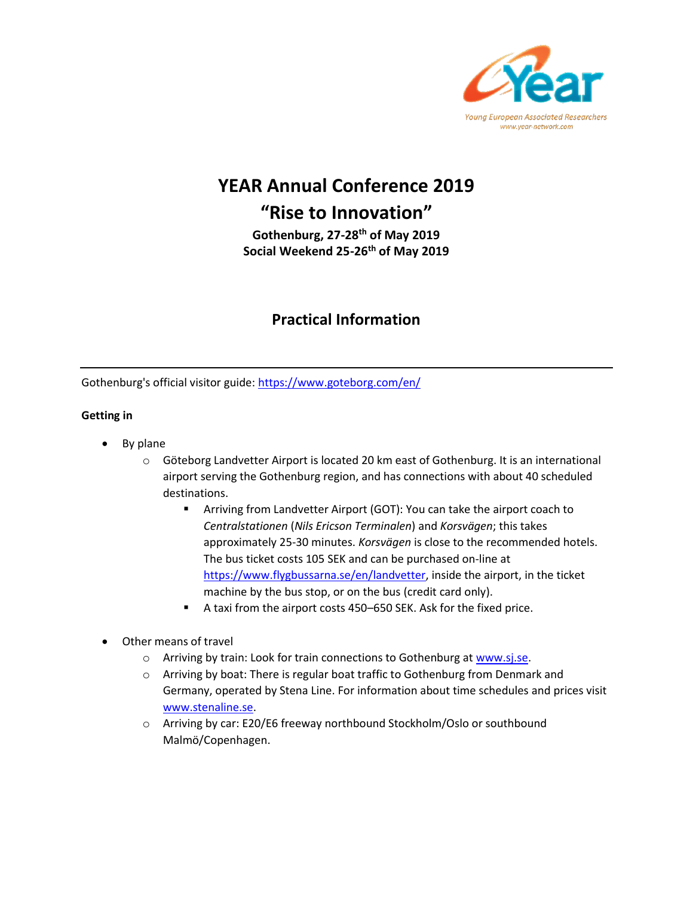# YEAR Annual Conference 2019

# "Rise to Innovation"

**Gothenburg, 27-28th of May 2019**
**Social Weekend 25-26th of May 2019**

## Practical Information

---

Gothenburg's official visitor guide: https://www.goteborg.com/en/

**Getting in**

- By plane
  - Göteborg Landvetter Airport is located 20 km east of Gothenburg. It is an international airport serving the Gothenburg region, and has connections with about 40 scheduled destinations.
    - Arriving from Landvetter Airport (GOT): You can take the airport coach to *Centralstationen* (*Nils Ericson Terminalen*) and *Korsvägen*; this takes approximately 25-30 minutes. *Korsvägen* is close to the recommended hotels. The bus ticket costs 105 SEK and can be purchased on-line at https://www.flygbussarna.se/en/landvetter, inside the airport, in the ticket machine by the bus stop, or on the bus (credit card only).
    - A taxi from the airport costs 450–650 SEK. Ask for the fixed price.

- Other means of travel
  - Arriving by train: Look for train connections to Gothenburg at www.sj.se.
  - Arriving by boat: There is regular boat traffic to Gothenburg from Denmark and Germany, operated by Stena Line. For information about time schedules and prices visit www.stenaline.se.
  - Arriving by car: E20/E6 freeway northbound Stockholm/Oslo or southbound Malmö/Copenhagen.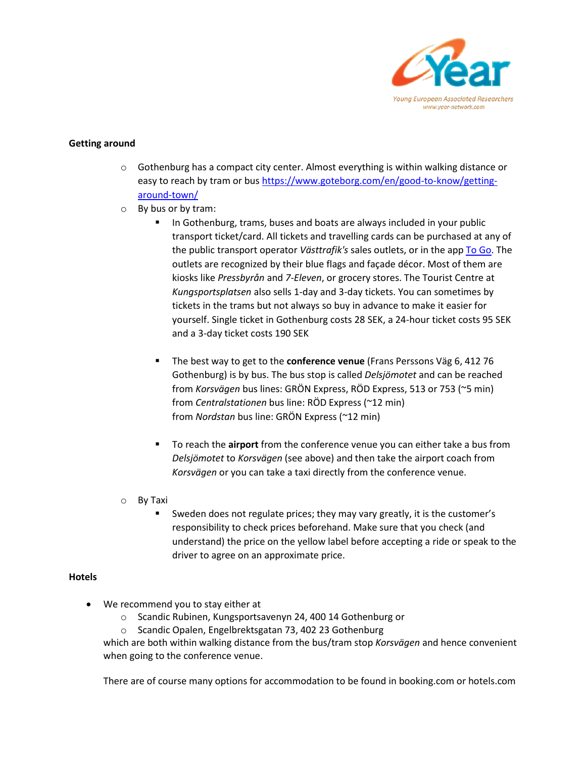**Getting around**

- Gothenburg has a compact city center. Almost everything is within walking distance or easy to reach by tram or bus [https://www.goteborg.com/en/good-to-know/getting-around-town/](https://www.goteborg.com/en/good-to-know/getting-around-town/)
- By bus or by tram:
  - In Gothenburg, trams, buses and boats are always included in your public transport ticket/card. All tickets and travelling cards can be purchased at any of the public transport operator *Västtrafik's* sales outlets, or in the app To Go. The outlets are recognized by their blue flags and façade décor. Most of them are kiosks like *Pressbyrån* and *7-Eleven*, or grocery stores. The Tourist Centre at *Kungsportsplatsen* also sells 1-day and 3-day tickets. You can sometimes by tickets in the trams but not always so buy in advance to make it easier for yourself. Single ticket in Gothenburg costs 28 SEK, a 24-hour ticket costs 95 SEK and a 3-day ticket costs 190 SEK

  - The best way to get to the **conference venue** (Frans Perssons Väg 6, 412 76 Gothenburg) is by bus. The bus stop is called *Delsjömotet* and can be reached from *Korsvägen* bus lines: GRÖN Express, RÖD Express, 513 or 753 (~5 min) from *Centralstationen* bus line: RÖD Express (~12 min) from *Nordstan* bus line: GRÖN Express (~12 min)

  - To reach the **airport** from the conference venue you can either take a bus from *Delsjömotet* to *Korsvägen* (see above) and then take the airport coach from *Korsvägen* or you can take a taxi directly from the conference venue.

- By Taxi
  - Sweden does not regulate prices; they may vary greatly, it is the customer's responsibility to check prices beforehand. Make sure that you check (and understand) the price on the yellow label before accepting a ride or speak to the driver to agree on an approximate price.

**Hotels**

- We recommend you to stay either at
  - Scandic Rubinen, Kungsportsavenyn 24, 400 14 Gothenburg or
  - Scandic Opalen, Engelbrektsgatan 73, 402 23 Gothenburg

  which are both within walking distance from the bus/tram stop *Korsvägen* and hence convenient when going to the conference venue.

  There are of course many options for accommodation to be found in booking.com or hotels.com